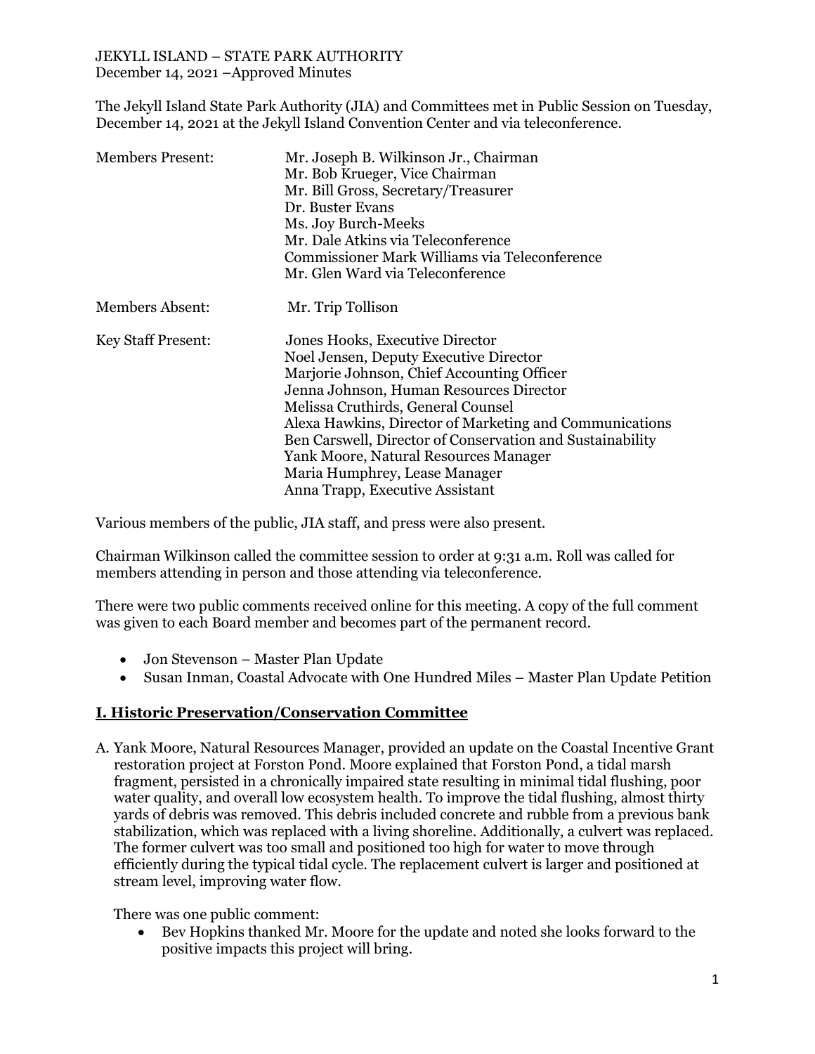JEKYLL ISLAND – STATE PARK AUTHORITY
December 14, 2021 –Approved Minutes

The Jekyll Island State Park Authority (JIA) and Committees met in Public Session on Tuesday, December 14, 2021 at the Jekyll Island Convention Center and via teleconference.

| | |
|---|---|
| Members Present: | Mr. Joseph B. Wilkinson Jr., Chairman<br>Mr. Bob Krueger, Vice Chairman<br>Mr. Bill Gross, Secretary/Treasurer<br>Dr. Buster Evans<br>Ms. Joy Burch-Meeks<br>Mr. Dale Atkins via Teleconference<br>Commissioner Mark Williams via Teleconference<br>Mr. Glen Ward via Teleconference |
| Members Absent: | Mr. Trip Tollison |
| Key Staff Present: | Jones Hooks, Executive Director<br>Noel Jensen, Deputy Executive Director<br>Marjorie Johnson, Chief Accounting Officer<br>Jenna Johnson, Human Resources Director<br>Melissa Cruthirds, General Counsel<br>Alexa Hawkins, Director of Marketing and Communications<br>Ben Carswell, Director of Conservation and Sustainability<br>Yank Moore, Natural Resources Manager<br>Maria Humphrey, Lease Manager<br>Anna Trapp, Executive Assistant |

Various members of the public, JIA staff, and press were also present.

Chairman Wilkinson called the committee session to order at 9:31 a.m. Roll was called for members attending in person and those attending via teleconference.

There were two public comments received online for this meeting. A copy of the full comment was given to each Board member and becomes part of the permanent record.

- Jon Stevenson – Master Plan Update
- Susan Inman, Coastal Advocate with One Hundred Miles – Master Plan Update Petition

## I. Historic Preservation/Conservation Committee

A. Yank Moore, Natural Resources Manager, provided an update on the Coastal Incentive Grant restoration project at Forston Pond. Moore explained that Forston Pond, a tidal marsh fragment, persisted in a chronically impaired state resulting in minimal tidal flushing, poor water quality, and overall low ecosystem health. To improve the tidal flushing, almost thirty yards of debris was removed. This debris included concrete and rubble from a previous bank stabilization, which was replaced with a living shoreline. Additionally, a culvert was replaced. The former culvert was too small and positioned too high for water to move through efficiently during the typical tidal cycle. The replacement culvert is larger and positioned at stream level, improving water flow.

   There was one public comment:
   - Bev Hopkins thanked Mr. Moore for the update and noted she looks forward to the positive impacts this project will bring.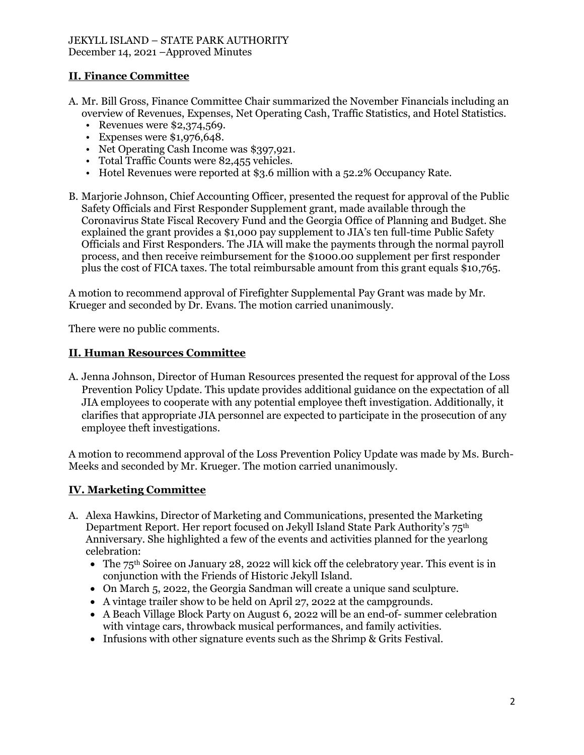## II. Finance Committee

A. Mr. Bill Gross, Finance Committee Chair summarized the November Financials including an overview of Revenues, Expenses, Net Operating Cash, Traffic Statistics, and Hotel Statistics.
   - Revenues were $2,374,569.
   - Expenses were $1,976,648.
   - Net Operating Cash Income was $397,921.
   - Total Traffic Counts were 82,455 vehicles.
   - Hotel Revenues were reported at $3.6 million with a 52.2% Occupancy Rate.

B. Marjorie Johnson, Chief Accounting Officer, presented the request for approval of the Public Safety Officials and First Responder Supplement grant, made available through the Coronavirus State Fiscal Recovery Fund and the Georgia Office of Planning and Budget. She explained the grant provides a $1,000 pay supplement to JIA's ten full-time Public Safety Officials and First Responders. The JIA will make the payments through the normal payroll process, and then receive reimbursement for the $1000.00 supplement per first responder plus the cost of FICA taxes. The total reimbursable amount from this grant equals $10,765.

A motion to recommend approval of Firefighter Supplemental Pay Grant was made by Mr. Krueger and seconded by Dr. Evans. The motion carried unanimously.

There were no public comments.

## II. Human Resources Committee

A. Jenna Johnson, Director of Human Resources presented the request for approval of the Loss Prevention Policy Update. This update provides additional guidance on the expectation of all JIA employees to cooperate with any potential employee theft investigation. Additionally, it clarifies that appropriate JIA personnel are expected to participate in the prosecution of any employee theft investigations.

A motion to recommend approval of the Loss Prevention Policy Update was made by Ms. Burch-Meeks and seconded by Mr. Krueger. The motion carried unanimously.

## IV. Marketing Committee

A. Alexa Hawkins, Director of Marketing and Communications, presented the Marketing Department Report. Her report focused on Jekyll Island State Park Authority's 75th Anniversary. She highlighted a few of the events and activities planned for the yearlong celebration:
   - The 75th Soiree on January 28, 2022 will kick off the celebratory year. This event is in conjunction with the Friends of Historic Jekyll Island.
   - On March 5, 2022, the Georgia Sandman will create a unique sand sculpture.
   - A vintage trailer show to be held on April 27, 2022 at the campgrounds.
   - A Beach Village Block Party on August 6, 2022 will be an end-of- summer celebration with vintage cars, throwback musical performances, and family activities.
   - Infusions with other signature events such as the Shrimp & Grits Festival.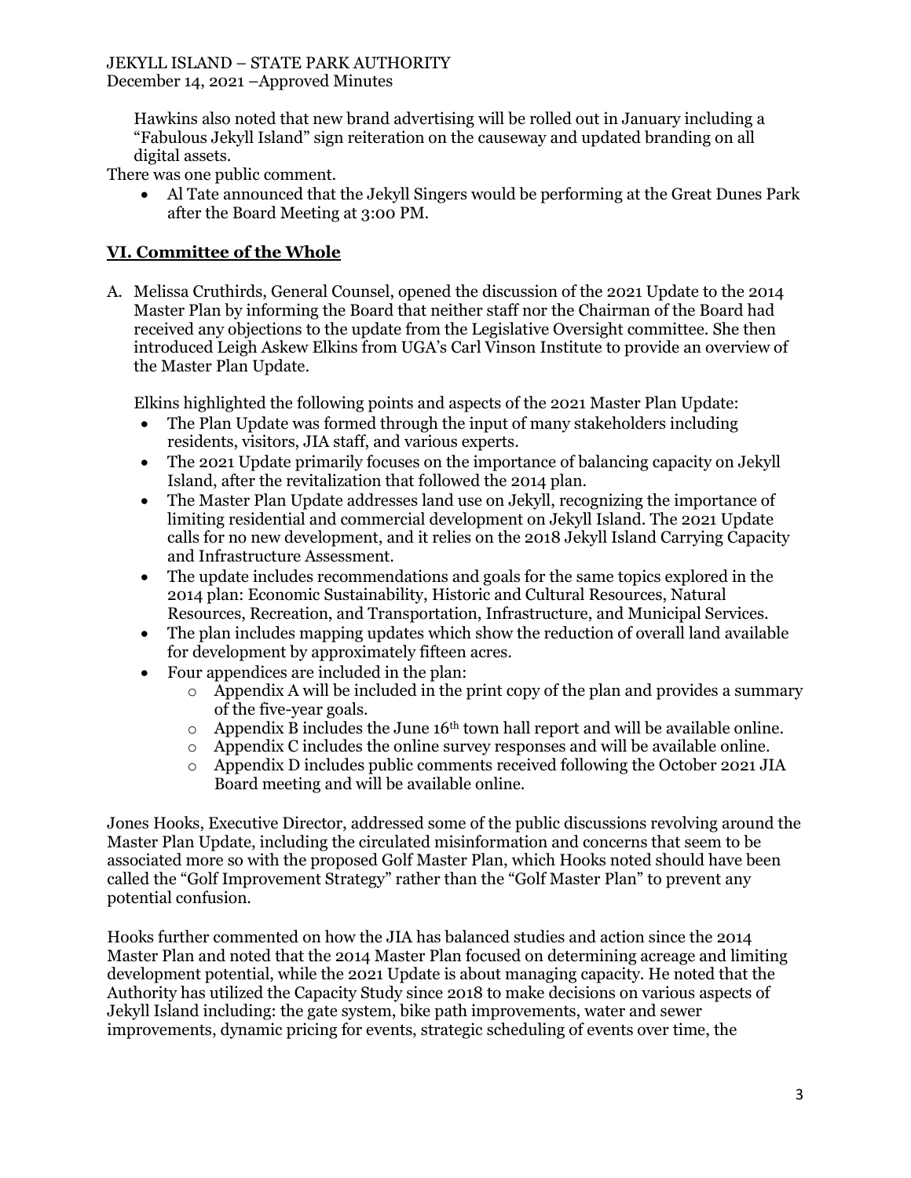Hawkins also noted that new brand advertising will be rolled out in January including a "Fabulous Jekyll Island" sign reiteration on the causeway and updated branding on all digital assets.

There was one public comment.

- Al Tate announced that the Jekyll Singers would be performing at the Great Dunes Park after the Board Meeting at 3:00 PM.

## VI. Committee of the Whole

A. Melissa Cruthirds, General Counsel, opened the discussion of the 2021 Update to the 2014 Master Plan by informing the Board that neither staff nor the Chairman of the Board had received any objections to the update from the Legislative Oversight committee. She then introduced Leigh Askew Elkins from UGA's Carl Vinson Institute to provide an overview of the Master Plan Update.

   Elkins highlighted the following points and aspects of the 2021 Master Plan Update:

   - The Plan Update was formed through the input of many stakeholders including residents, visitors, JIA staff, and various experts.
   - The 2021 Update primarily focuses on the importance of balancing capacity on Jekyll Island, after the revitalization that followed the 2014 plan.
   - The Master Plan Update addresses land use on Jekyll, recognizing the importance of limiting residential and commercial development on Jekyll Island. The 2021 Update calls for no new development, and it relies on the 2018 Jekyll Island Carrying Capacity and Infrastructure Assessment.
   - The update includes recommendations and goals for the same topics explored in the 2014 plan: Economic Sustainability, Historic and Cultural Resources, Natural Resources, Recreation, and Transportation, Infrastructure, and Municipal Services.
   - The plan includes mapping updates which show the reduction of overall land available for development by approximately fifteen acres.
   - Four appendices are included in the plan:
     - Appendix A will be included in the print copy of the plan and provides a summary of the five-year goals.
     - Appendix B includes the June 16th town hall report and will be available online.
     - Appendix C includes the online survey responses and will be available online.
     - Appendix D includes public comments received following the October 2021 JIA Board meeting and will be available online.

Jones Hooks, Executive Director, addressed some of the public discussions revolving around the Master Plan Update, including the circulated misinformation and concerns that seem to be associated more so with the proposed Golf Master Plan, which Hooks noted should have been called the "Golf Improvement Strategy" rather than the "Golf Master Plan" to prevent any potential confusion.

Hooks further commented on how the JIA has balanced studies and action since the 2014 Master Plan and noted that the 2014 Master Plan focused on determining acreage and limiting development potential, while the 2021 Update is about managing capacity. He noted that the Authority has utilized the Capacity Study since 2018 to make decisions on various aspects of Jekyll Island including: the gate system, bike path improvements, water and sewer improvements, dynamic pricing for events, strategic scheduling of events over time, the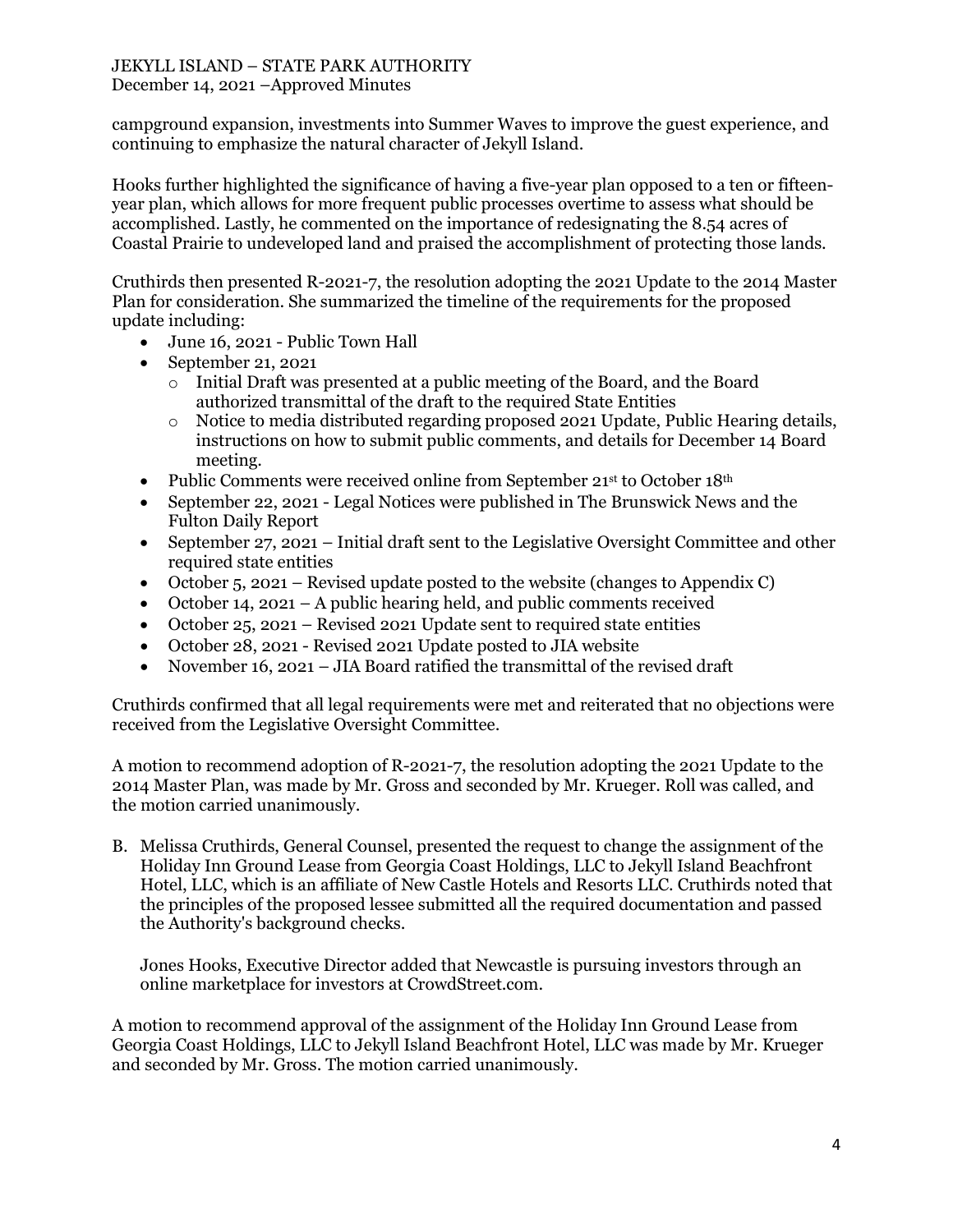campground expansion, investments into Summer Waves to improve the guest experience, and continuing to emphasize the natural character of Jekyll Island.

Hooks further highlighted the significance of having a five-year plan opposed to a ten or fifteen-year plan, which allows for more frequent public processes overtime to assess what should be accomplished. Lastly, he commented on the importance of redesignating the 8.54 acres of Coastal Prairie to undeveloped land and praised the accomplishment of protecting those lands.

Cruthirds then presented R-2021-7, the resolution adopting the 2021 Update to the 2014 Master Plan for consideration. She summarized the timeline of the requirements for the proposed update including:

- June 16, 2021 - Public Town Hall
- September 21, 2021
  - Initial Draft was presented at a public meeting of the Board, and the Board authorized transmittal of the draft to the required State Entities
  - Notice to media distributed regarding proposed 2021 Update, Public Hearing details, instructions on how to submit public comments, and details for December 14 Board meeting.
- Public Comments were received online from September 21st to October 18th
- September 22, 2021 - Legal Notices were published in The Brunswick News and the Fulton Daily Report
- September 27, 2021 – Initial draft sent to the Legislative Oversight Committee and other required state entities
- October 5, 2021 – Revised update posted to the website (changes to Appendix C)
- October 14, 2021 – A public hearing held, and public comments received
- October 25, 2021 – Revised 2021 Update sent to required state entities
- October 28, 2021 - Revised 2021 Update posted to JIA website
- November 16, 2021 – JIA Board ratified the transmittal of the revised draft

Cruthirds confirmed that all legal requirements were met and reiterated that no objections were received from the Legislative Oversight Committee.

A motion to recommend adoption of R-2021-7, the resolution adopting the 2021 Update to the 2014 Master Plan, was made by Mr. Gross and seconded by Mr. Krueger. Roll was called, and the motion carried unanimously.

B. Melissa Cruthirds, General Counsel, presented the request to change the assignment of the Holiday Inn Ground Lease from Georgia Coast Holdings, LLC to Jekyll Island Beachfront Hotel, LLC, which is an affiliate of New Castle Hotels and Resorts LLC. Cruthirds noted that the principles of the proposed lessee submitted all the required documentation and passed the Authority's background checks.

   Jones Hooks, Executive Director added that Newcastle is pursuing investors through an online marketplace for investors at CrowdStreet.com.

A motion to recommend approval of the assignment of the Holiday Inn Ground Lease from Georgia Coast Holdings, LLC to Jekyll Island Beachfront Hotel, LLC was made by Mr. Krueger and seconded by Mr. Gross. The motion carried unanimously.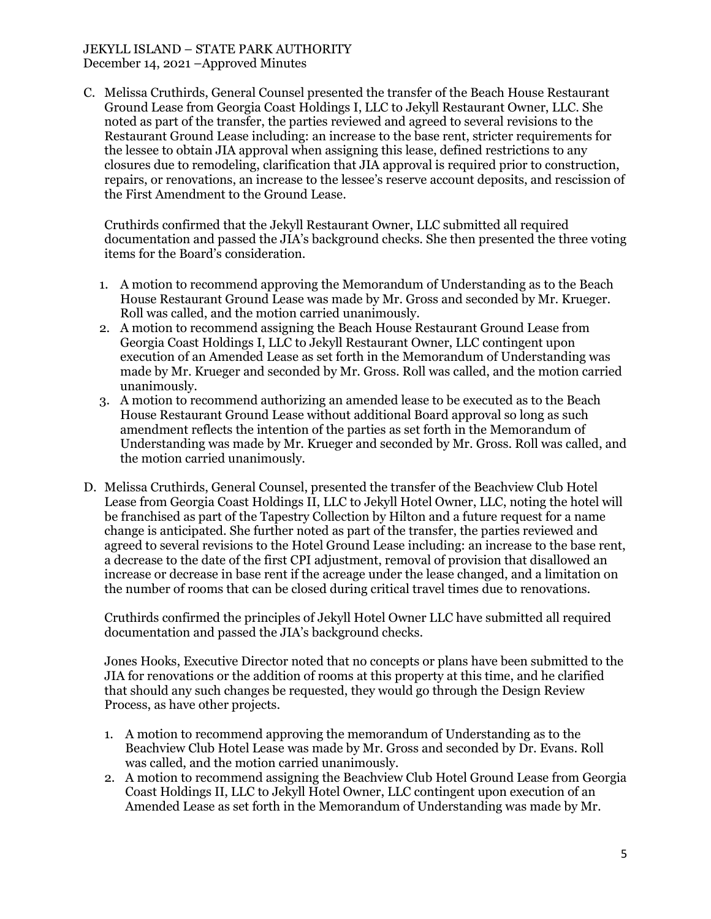C. Melissa Cruthirds, General Counsel presented the transfer of the Beach House Restaurant Ground Lease from Georgia Coast Holdings I, LLC to Jekyll Restaurant Owner, LLC. She noted as part of the transfer, the parties reviewed and agreed to several revisions to the Restaurant Ground Lease including: an increase to the base rent, stricter requirements for the lessee to obtain JIA approval when assigning this lease, defined restrictions to any closures due to remodeling, clarification that JIA approval is required prior to construction, repairs, or renovations, an increase to the lessee's reserve account deposits, and rescission of the First Amendment to the Ground Lease.

   Cruthirds confirmed that the Jekyll Restaurant Owner, LLC submitted all required documentation and passed the JIA's background checks. She then presented the three voting items for the Board's consideration.

   1. A motion to recommend approving the Memorandum of Understanding as to the Beach House Restaurant Ground Lease was made by Mr. Gross and seconded by Mr. Krueger. Roll was called, and the motion carried unanimously.
   2. A motion to recommend assigning the Beach House Restaurant Ground Lease from Georgia Coast Holdings I, LLC to Jekyll Restaurant Owner, LLC contingent upon execution of an Amended Lease as set forth in the Memorandum of Understanding was made by Mr. Krueger and seconded by Mr. Gross. Roll was called, and the motion carried unanimously.
   3. A motion to recommend authorizing an amended lease to be executed as to the Beach House Restaurant Ground Lease without additional Board approval so long as such amendment reflects the intention of the parties as set forth in the Memorandum of Understanding was made by Mr. Krueger and seconded by Mr. Gross. Roll was called, and the motion carried unanimously.

D. Melissa Cruthirds, General Counsel, presented the transfer of the Beachview Club Hotel Lease from Georgia Coast Holdings II, LLC to Jekyll Hotel Owner, LLC, noting the hotel will be franchised as part of the Tapestry Collection by Hilton and a future request for a name change is anticipated. She further noted as part of the transfer, the parties reviewed and agreed to several revisions to the Hotel Ground Lease including: an increase to the base rent, a decrease to the date of the first CPI adjustment, removal of provision that disallowed an increase or decrease in base rent if the acreage under the lease changed, and a limitation on the number of rooms that can be closed during critical travel times due to renovations.

   Cruthirds confirmed the principles of Jekyll Hotel Owner LLC have submitted all required documentation and passed the JIA's background checks.

   Jones Hooks, Executive Director noted that no concepts or plans have been submitted to the JIA for renovations or the addition of rooms at this property at this time, and he clarified that should any such changes be requested, they would go through the Design Review Process, as have other projects.

   1. A motion to recommend approving the memorandum of Understanding as to the Beachview Club Hotel Lease was made by Mr. Gross and seconded by Dr. Evans. Roll was called, and the motion carried unanimously.
   2. A motion to recommend assigning the Beachview Club Hotel Ground Lease from Georgia Coast Holdings II, LLC to Jekyll Hotel Owner, LLC contingent upon execution of an Amended Lease as set forth in the Memorandum of Understanding was made by Mr.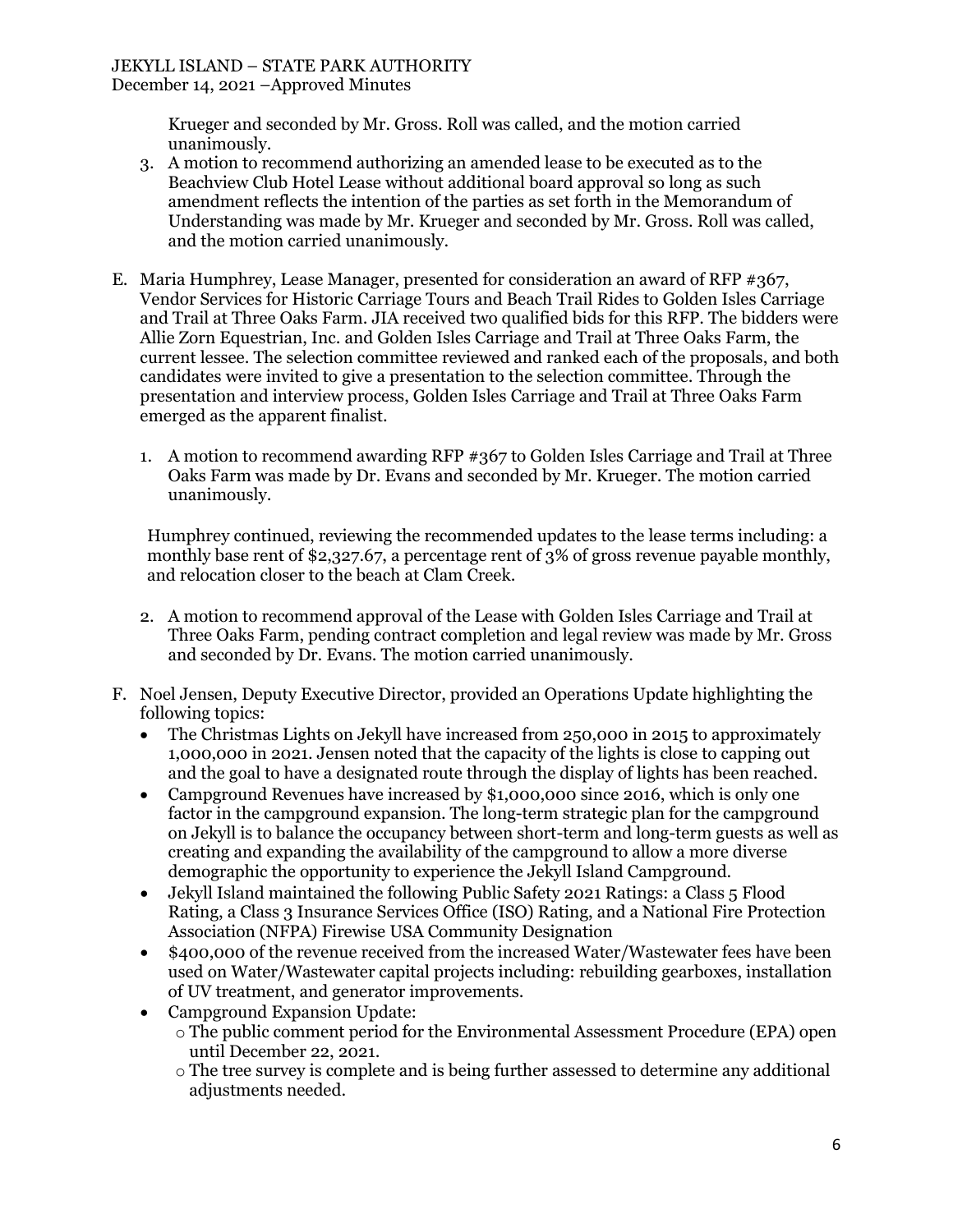Krueger and seconded by Mr. Gross. Roll was called, and the motion carried unanimously.

3. A motion to recommend authorizing an amended lease to be executed as to the Beachview Club Hotel Lease without additional board approval so long as such amendment reflects the intention of the parties as set forth in the Memorandum of Understanding was made by Mr. Krueger and seconded by Mr. Gross. Roll was called, and the motion carried unanimously.

E. Maria Humphrey, Lease Manager, presented for consideration an award of RFP #367, Vendor Services for Historic Carriage Tours and Beach Trail Rides to Golden Isles Carriage and Trail at Three Oaks Farm. JIA received two qualified bids for this RFP. The bidders were Allie Zorn Equestrian, Inc. and Golden Isles Carriage and Trail at Three Oaks Farm, the current lessee. The selection committee reviewed and ranked each of the proposals, and both candidates were invited to give a presentation to the selection committee. Through the presentation and interview process, Golden Isles Carriage and Trail at Three Oaks Farm emerged as the apparent finalist.

   1. A motion to recommend awarding RFP #367 to Golden Isles Carriage and Trail at Three Oaks Farm was made by Dr. Evans and seconded by Mr. Krueger. The motion carried unanimously.

   Humphrey continued, reviewing the recommended updates to the lease terms including: a monthly base rent of $2,327.67, a percentage rent of 3% of gross revenue payable monthly, and relocation closer to the beach at Clam Creek.

   2. A motion to recommend approval of the Lease with Golden Isles Carriage and Trail at Three Oaks Farm, pending contract completion and legal review was made by Mr. Gross and seconded by Dr. Evans. The motion carried unanimously.

F. Noel Jensen, Deputy Executive Director, provided an Operations Update highlighting the following topics:
   - The Christmas Lights on Jekyll have increased from 250,000 in 2015 to approximately 1,000,000 in 2021. Jensen noted that the capacity of the lights is close to capping out and the goal to have a designated route through the display of lights has been reached.
   - Campground Revenues have increased by $1,000,000 since 2016, which is only one factor in the campground expansion. The long-term strategic plan for the campground on Jekyll is to balance the occupancy between short-term and long-term guests as well as creating and expanding the availability of the campground to allow a more diverse demographic the opportunity to experience the Jekyll Island Campground.
   - Jekyll Island maintained the following Public Safety 2021 Ratings: a Class 5 Flood Rating, a Class 3 Insurance Services Office (ISO) Rating, and a National Fire Protection Association (NFPA) Firewise USA Community Designation
   - $400,000 of the revenue received from the increased Water/Wastewater fees have been used on Water/Wastewater capital projects including: rebuilding gearboxes, installation of UV treatment, and generator improvements.
   - Campground Expansion Update:
     - The public comment period for the Environmental Assessment Procedure (EPA) open until December 22, 2021.
     - The tree survey is complete and is being further assessed to determine any additional adjustments needed.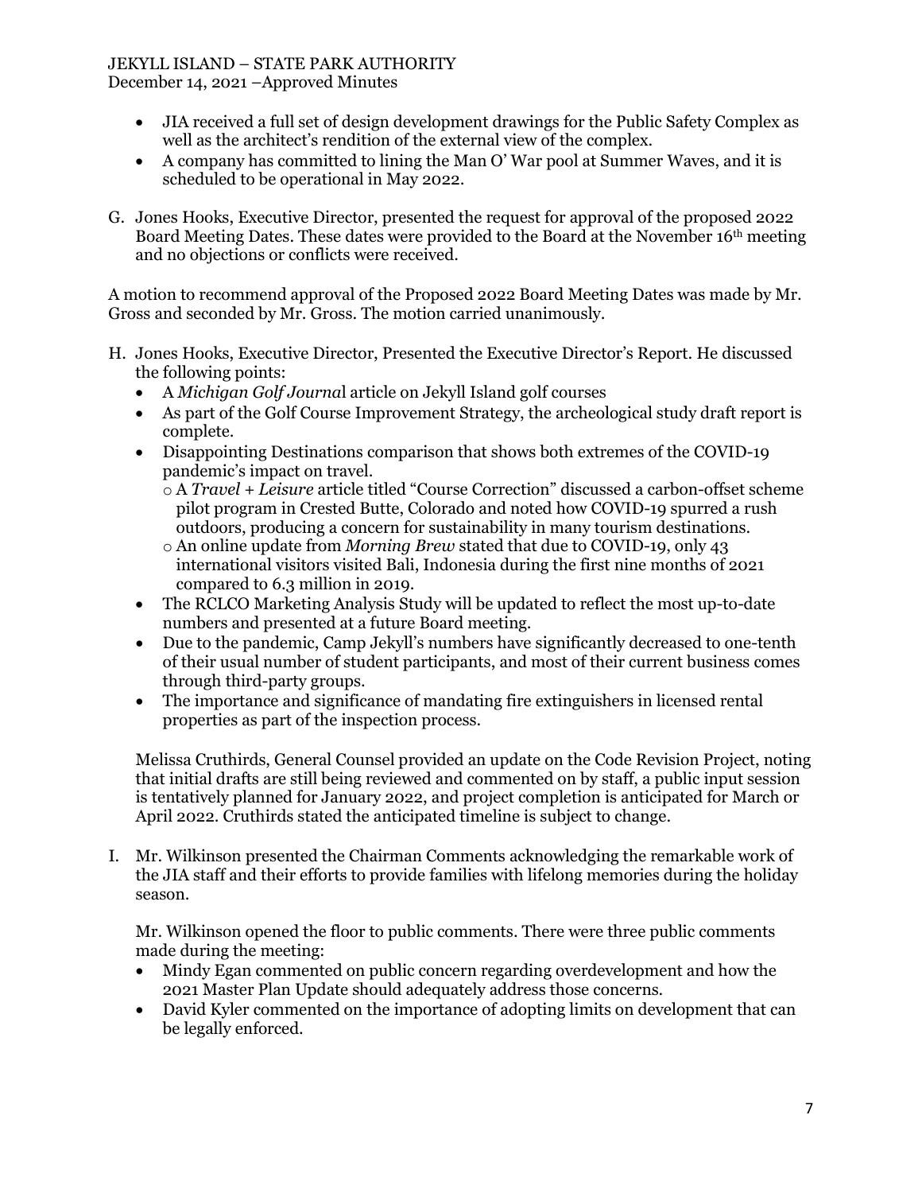- JIA received a full set of design development drawings for the Public Safety Complex as well as the architect's rendition of the external view of the complex.
- A company has committed to lining the Man O' War pool at Summer Waves, and it is scheduled to be operational in May 2022.

G. Jones Hooks, Executive Director, presented the request for approval of the proposed 2022 Board Meeting Dates. These dates were provided to the Board at the November 16th meeting and no objections or conflicts were received.

A motion to recommend approval of the Proposed 2022 Board Meeting Dates was made by Mr. Gross and seconded by Mr. Gross. The motion carried unanimously.

H. Jones Hooks, Executive Director, Presented the Executive Director's Report. He discussed the following points:
   - A *Michigan Golf Journa*l article on Jekyll Island golf courses
   - As part of the Golf Course Improvement Strategy, the archeological study draft report is complete.
   - Disappointing Destinations comparison that shows both extremes of the COVID-19 pandemic's impact on travel.
     - A *Travel + Leisure* article titled "Course Correction" discussed a carbon-offset scheme pilot program in Crested Butte, Colorado and noted how COVID-19 spurred a rush outdoors, producing a concern for sustainability in many tourism destinations.
     - An online update from *Morning Brew* stated that due to COVID-19, only 43 international visitors visited Bali, Indonesia during the first nine months of 2021 compared to 6.3 million in 2019.
   - The RCLCO Marketing Analysis Study will be updated to reflect the most up-to-date numbers and presented at a future Board meeting.
   - Due to the pandemic, Camp Jekyll's numbers have significantly decreased to one-tenth of their usual number of student participants, and most of their current business comes through third-party groups.
   - The importance and significance of mandating fire extinguishers in licensed rental properties as part of the inspection process.

   Melissa Cruthirds, General Counsel provided an update on the Code Revision Project, noting that initial drafts are still being reviewed and commented on by staff, a public input session is tentatively planned for January 2022, and project completion is anticipated for March or April 2022. Cruthirds stated the anticipated timeline is subject to change.

I. Mr. Wilkinson presented the Chairman Comments acknowledging the remarkable work of the JIA staff and their efforts to provide families with lifelong memories during the holiday season.

   Mr. Wilkinson opened the floor to public comments. There were three public comments made during the meeting:
   - Mindy Egan commented on public concern regarding overdevelopment and how the 2021 Master Plan Update should adequately address those concerns.
   - David Kyler commented on the importance of adopting limits on development that can be legally enforced.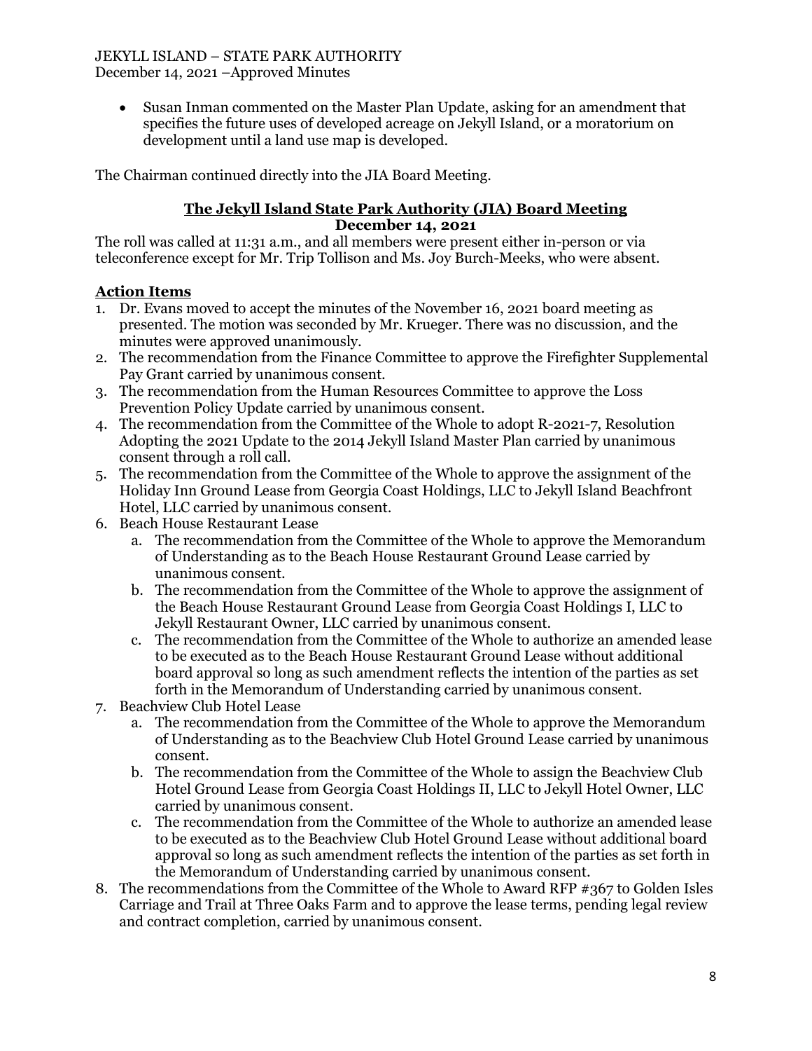- Susan Inman commented on the Master Plan Update, asking for an amendment that specifies the future uses of developed acreage on Jekyll Island, or a moratorium on development until a land use map is developed.

The Chairman continued directly into the JIA Board Meeting.

## The Jekyll Island State Park Authority (JIA) Board Meeting
**December 14, 2021**

The roll was called at 11:31 a.m., and all members were present either in-person or via teleconference except for Mr. Trip Tollison and Ms. Joy Burch-Meeks, who were absent.

### Action Items

1. Dr. Evans moved to accept the minutes of the November 16, 2021 board meeting as presented. The motion was seconded by Mr. Krueger. There was no discussion, and the minutes were approved unanimously.
2. The recommendation from the Finance Committee to approve the Firefighter Supplemental Pay Grant carried by unanimous consent.
3. The recommendation from the Human Resources Committee to approve the Loss Prevention Policy Update carried by unanimous consent.
4. The recommendation from the Committee of the Whole to adopt R-2021-7, Resolution Adopting the 2021 Update to the 2014 Jekyll Island Master Plan carried by unanimous consent through a roll call.
5. The recommendation from the Committee of the Whole to approve the assignment of the Holiday Inn Ground Lease from Georgia Coast Holdings, LLC to Jekyll Island Beachfront Hotel, LLC carried by unanimous consent.
6. Beach House Restaurant Lease
   a. The recommendation from the Committee of the Whole to approve the Memorandum of Understanding as to the Beach House Restaurant Ground Lease carried by unanimous consent.
   b. The recommendation from the Committee of the Whole to approve the assignment of the Beach House Restaurant Ground Lease from Georgia Coast Holdings I, LLC to Jekyll Restaurant Owner, LLC carried by unanimous consent.
   c. The recommendation from the Committee of the Whole to authorize an amended lease to be executed as to the Beach House Restaurant Ground Lease without additional board approval so long as such amendment reflects the intention of the parties as set forth in the Memorandum of Understanding carried by unanimous consent.
7. Beachview Club Hotel Lease
   a. The recommendation from the Committee of the Whole to approve the Memorandum of Understanding as to the Beachview Club Hotel Ground Lease carried by unanimous consent.
   b. The recommendation from the Committee of the Whole to assign the Beachview Club Hotel Ground Lease from Georgia Coast Holdings II, LLC to Jekyll Hotel Owner, LLC carried by unanimous consent.
   c. The recommendation from the Committee of the Whole to authorize an amended lease to be executed as to the Beachview Club Hotel Ground Lease without additional board approval so long as such amendment reflects the intention of the parties as set forth in the Memorandum of Understanding carried by unanimous consent.
8. The recommendations from the Committee of the Whole to Award RFP #367 to Golden Isles Carriage and Trail at Three Oaks Farm and to approve the lease terms, pending legal review and contract completion, carried by unanimous consent.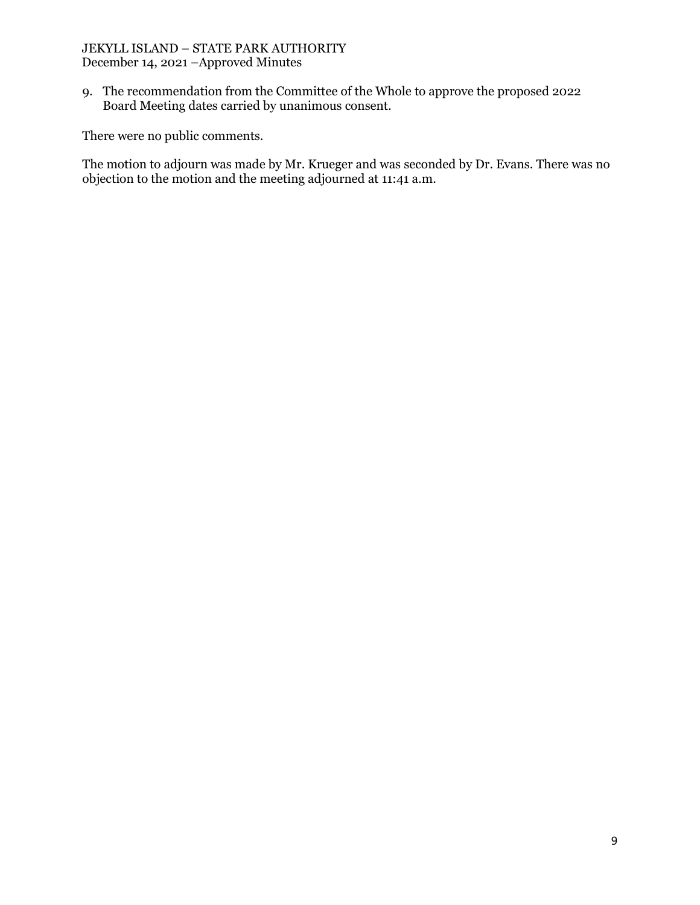9. The recommendation from the Committee of the Whole to approve the proposed 2022 Board Meeting dates carried by unanimous consent.

There were no public comments.

The motion to adjourn was made by Mr. Krueger and was seconded by Dr. Evans. There was no objection to the motion and the meeting adjourned at 11:41 a.m.